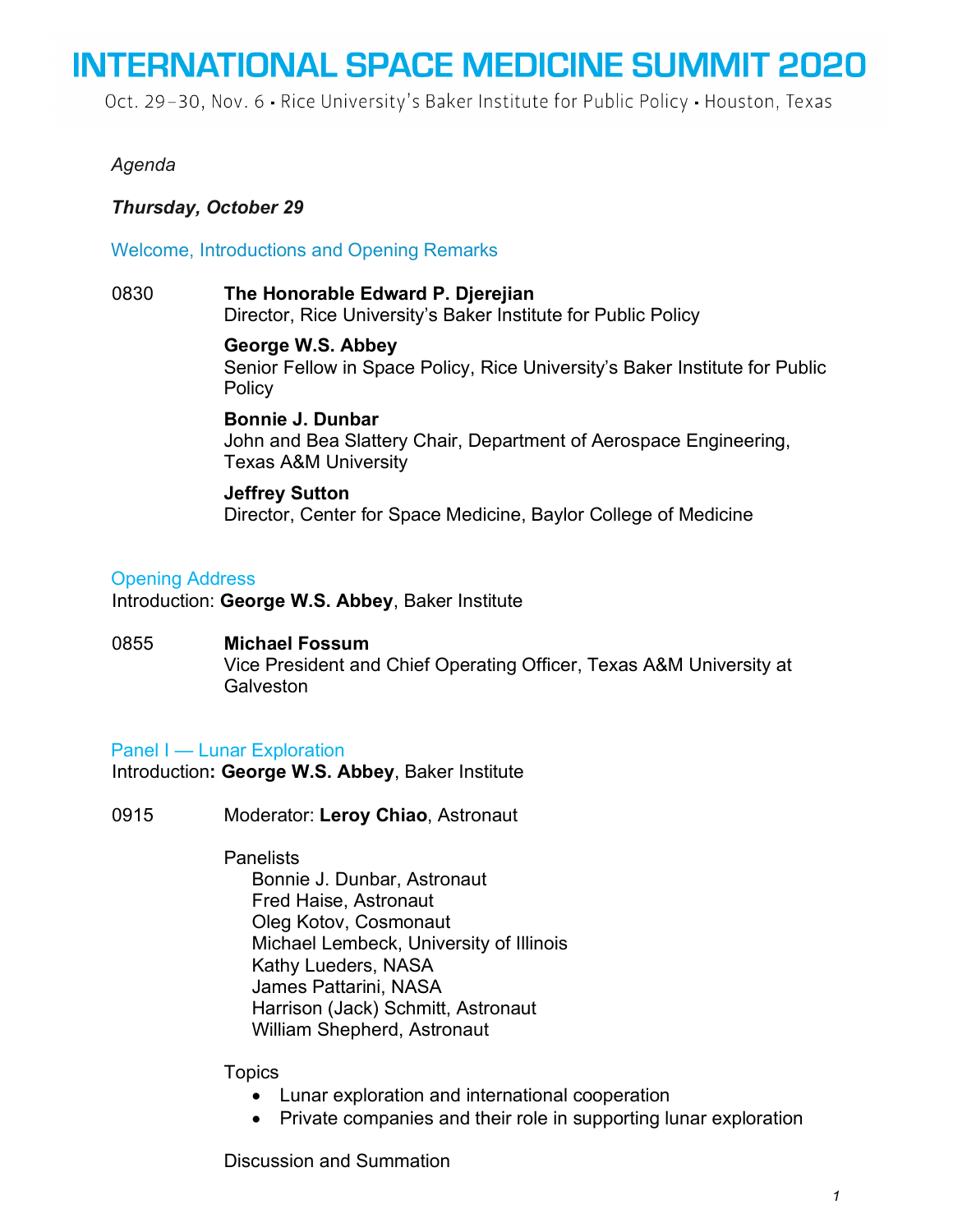# INTERNATIONAL SPACE MEDICINE SUMMIT 2020

Oct. 29–30, Nov. 6 • Rice University's Baker Institute for Public Policy • Houston, Texas

*Agenda*

***Thursday, October 29***

## Welcome, Introductions and Opening Remarks

0830 **The Honorable Edward P. Djerejian**
Director, Rice University's Baker Institute for Public Policy

**George W.S. Abbey**
Senior Fellow in Space Policy, Rice University's Baker Institute for Public Policy

**Bonnie J. Dunbar**
John and Bea Slattery Chair, Department of Aerospace Engineering, Texas A&M University

**Jeffrey Sutton**
Director, Center for Space Medicine, Baylor College of Medicine

## Opening Address

Introduction: **George W.S. Abbey**, Baker Institute

0855 **Michael Fossum**
Vice President and Chief Operating Officer, Texas A&M University at Galveston

## Panel I — Lunar Exploration

Introduction**: George W.S. Abbey**, Baker Institute

0915 Moderator: **Leroy Chiao**, Astronaut

Panelists

- Bonnie J. Dunbar, Astronaut
- Fred Haise, Astronaut
- Oleg Kotov, Cosmonaut
- Michael Lembeck, University of Illinois
- Kathy Lueders, NASA
- James Pattarini, NASA
- Harrison (Jack) Schmitt, Astronaut
- William Shepherd, Astronaut

Topics

- Lunar exploration and international cooperation
- Private companies and their role in supporting lunar exploration

Discussion and Summation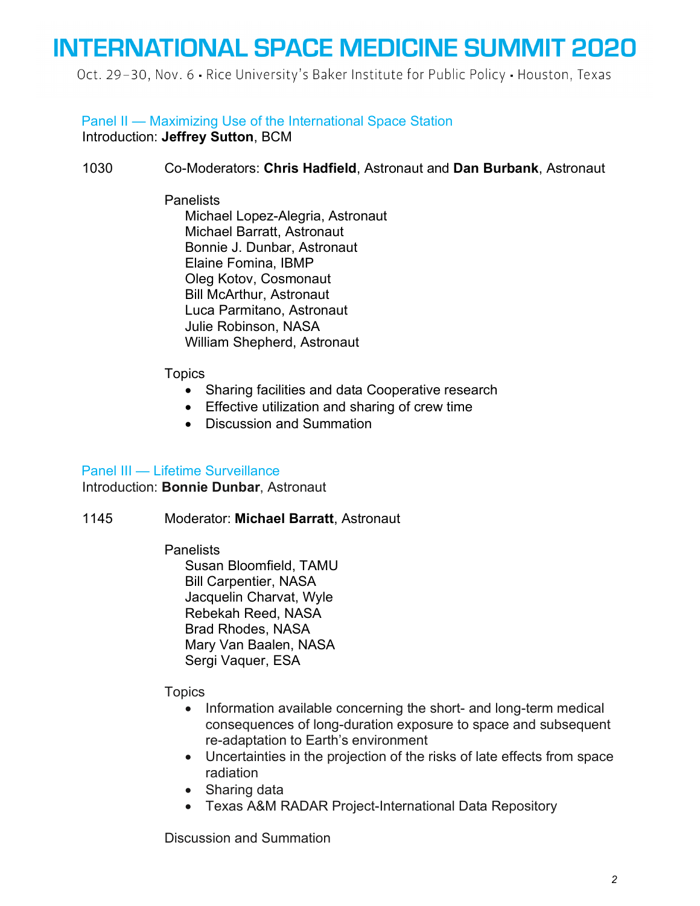## Panel II — Maximizing Use of the International Space Station

Introduction: **Jeffrey Sutton**, BCM

1030 Co-Moderators: **Chris Hadfield**, Astronaut and **Dan Burbank**, Astronaut

Panelists

- Michael Lopez-Alegria, Astronaut
- Michael Barratt, Astronaut
- Bonnie J. Dunbar, Astronaut
- Elaine Fomina, IBMP
- Oleg Kotov, Cosmonaut
- Bill McArthur, Astronaut
- Luca Parmitano, Astronaut
- Julie Robinson, NASA
- William Shepherd, Astronaut

Topics

- Sharing facilities and data Cooperative research
- Effective utilization and sharing of crew time
- Discussion and Summation

## Panel III — Lifetime Surveillance

Introduction: **Bonnie Dunbar**, Astronaut

1145 Moderator: **Michael Barratt**, Astronaut

Panelists

- Susan Bloomfield, TAMU
- Bill Carpentier, NASA
- Jacquelin Charvat, Wyle
- Rebekah Reed, NASA
- Brad Rhodes, NASA
- Mary Van Baalen, NASA
- Sergi Vaquer, ESA

Topics

- Information available concerning the short- and long-term medical consequences of long-duration exposure to space and subsequent re-adaptation to Earth's environment
- Uncertainties in the projection of the risks of late effects from space radiation
- Sharing data
- Texas A&M RADAR Project-International Data Repository

Discussion and Summation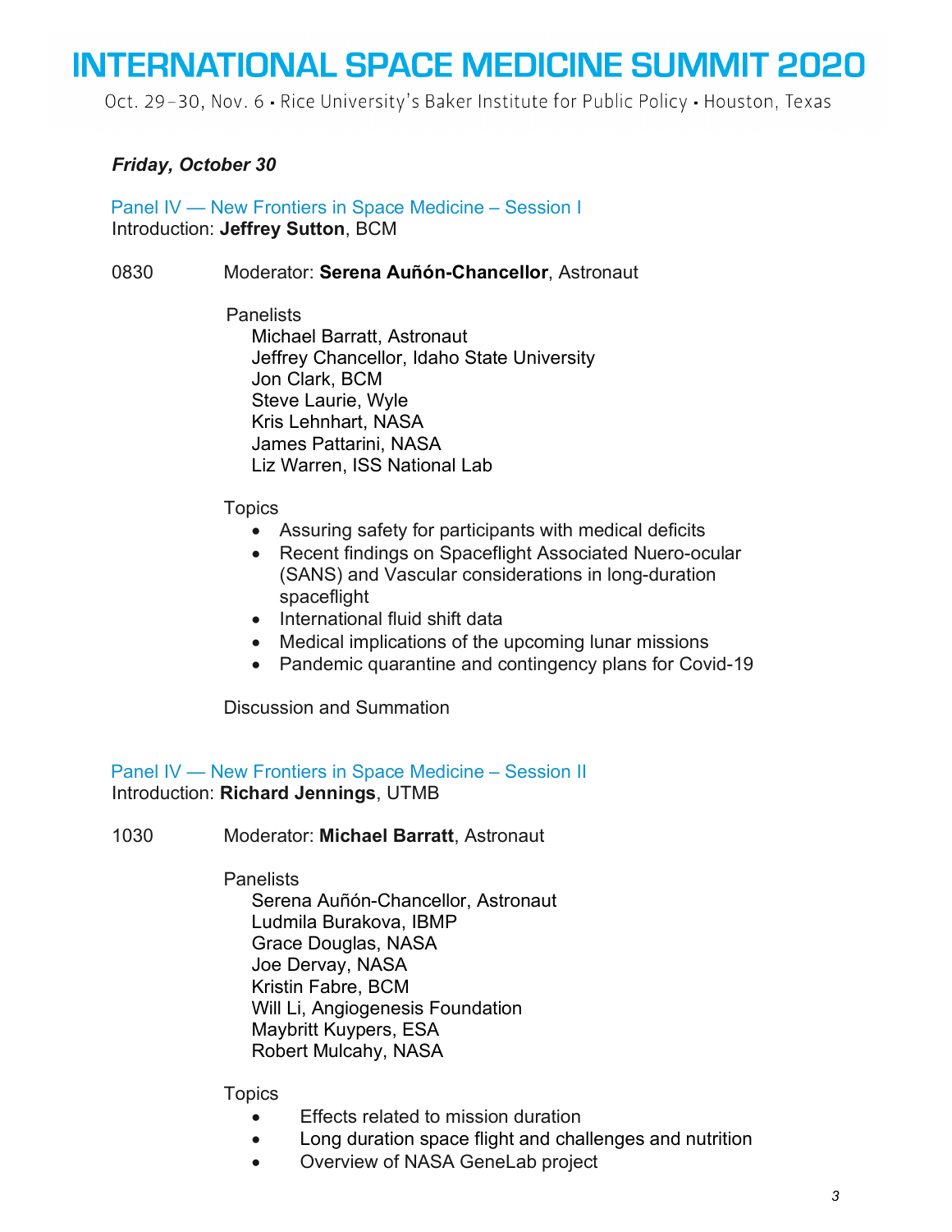***Friday, October 30***

## Panel IV — New Frontiers in Space Medicine – Session I

Introduction: **Jeffrey Sutton**, BCM

0830 Moderator: **Serena Auñón-Chancellor**, Astronaut

Panelists

- Michael Barratt, Astronaut
- Jeffrey Chancellor, Idaho State University
- Jon Clark, BCM
- Steve Laurie, Wyle
- Kris Lehnhart, NASA
- James Pattarini, NASA
- Liz Warren, ISS National Lab

Topics

- Assuring safety for participants with medical deficits
- Recent findings on Spaceflight Associated Nuero-ocular (SANS) and Vascular considerations in long-duration spaceflight
- International fluid shift data
- Medical implications of the upcoming lunar missions
- Pandemic quarantine and contingency plans for Covid-19

Discussion and Summation

## Panel IV — New Frontiers in Space Medicine – Session II

Introduction: **Richard Jennings**, UTMB

1030 Moderator: **Michael Barratt**, Astronaut

Panelists

- Serena Auñón-Chancellor, Astronaut
- Ludmila Burakova, IBMP
- Grace Douglas, NASA
- Joe Dervay, NASA
- Kristin Fabre, BCM
- Will Li, Angiogenesis Foundation
- Maybritt Kuypers, ESA
- Robert Mulcahy, NASA

Topics

- Effects related to mission duration
- Long duration space flight and challenges and nutrition
- Overview of NASA GeneLab project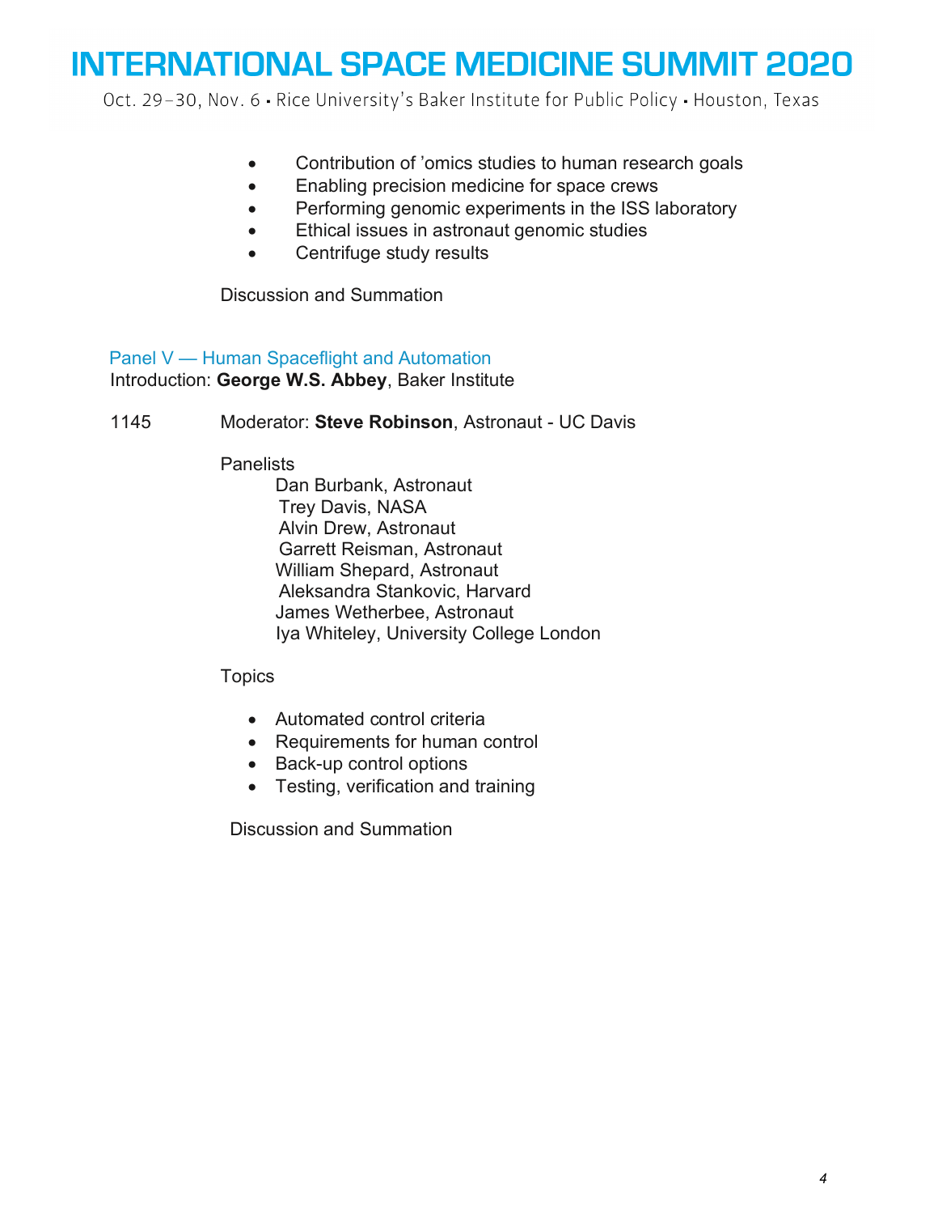- Contribution of ’omics studies to human research goals
- Enabling precision medicine for space crews
- Performing genomic experiments in the ISS laboratory
- Ethical issues in astronaut genomic studies
- Centrifuge study results

Discussion and Summation

## Panel V — Human Spaceflight and Automation

Introduction: **George W.S. Abbey**, Baker Institute

1145 Moderator: **Steve Robinson**, Astronaut - UC Davis

Panelists

Dan Burbank, Astronaut
Trey Davis, NASA
Alvin Drew, Astronaut
Garrett Reisman, Astronaut
William Shepard, Astronaut
Aleksandra Stankovic, Harvard
James Wetherbee, Astronaut
Iya Whiteley, University College London

Topics

- Automated control criteria
- Requirements for human control
- Back-up control options
- Testing, verification and training

Discussion and Summation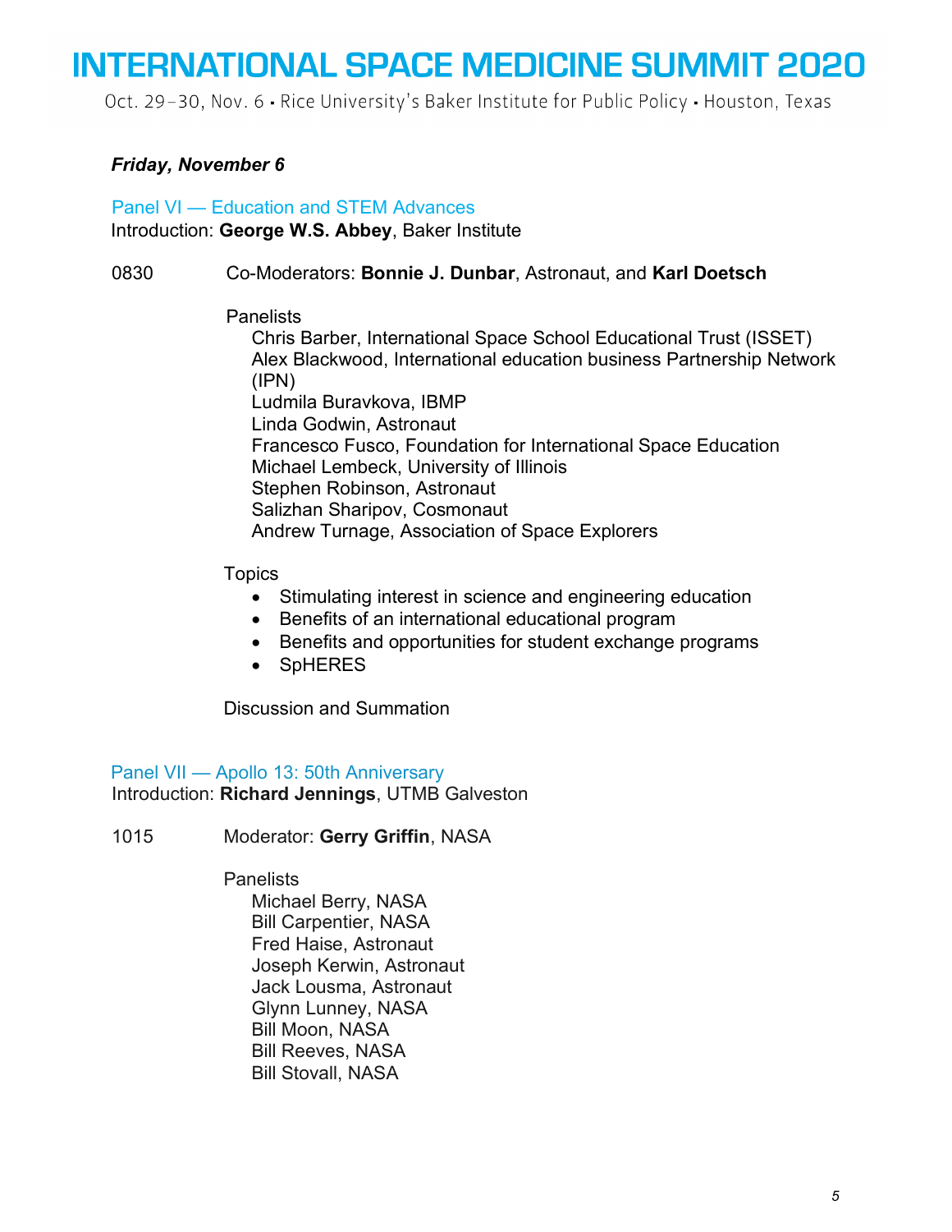***Friday, November 6***

## Panel VI — Education and STEM Advances

Introduction: **George W.S. Abbey**, Baker Institute

0830 Co-Moderators: **Bonnie J. Dunbar**, Astronaut, and **Karl Doetsch**

Panelists

- Chris Barber, International Space School Educational Trust (ISSET)
- Alex Blackwood, International education business Partnership Network (IPN)
- Ludmila Buravkova, IBMP
- Linda Godwin, Astronaut
- Francesco Fusco, Foundation for International Space Education
- Michael Lembeck, University of Illinois
- Stephen Robinson, Astronaut
- Salizhan Sharipov, Cosmonaut
- Andrew Turnage, Association of Space Explorers

Topics

- Stimulating interest in science and engineering education
- Benefits of an international educational program
- Benefits and opportunities for student exchange programs
- SpHERES

Discussion and Summation

## Panel VII — Apollo 13: 50th Anniversary

Introduction: **Richard Jennings**, UTMB Galveston

1015 Moderator: **Gerry Griffin**, NASA

Panelists

- Michael Berry, NASA
- Bill Carpentier, NASA
- Fred Haise, Astronaut
- Joseph Kerwin, Astronaut
- Jack Lousma, Astronaut
- Glynn Lunney, NASA
- Bill Moon, NASA
- Bill Reeves, NASA
- Bill Stovall, NASA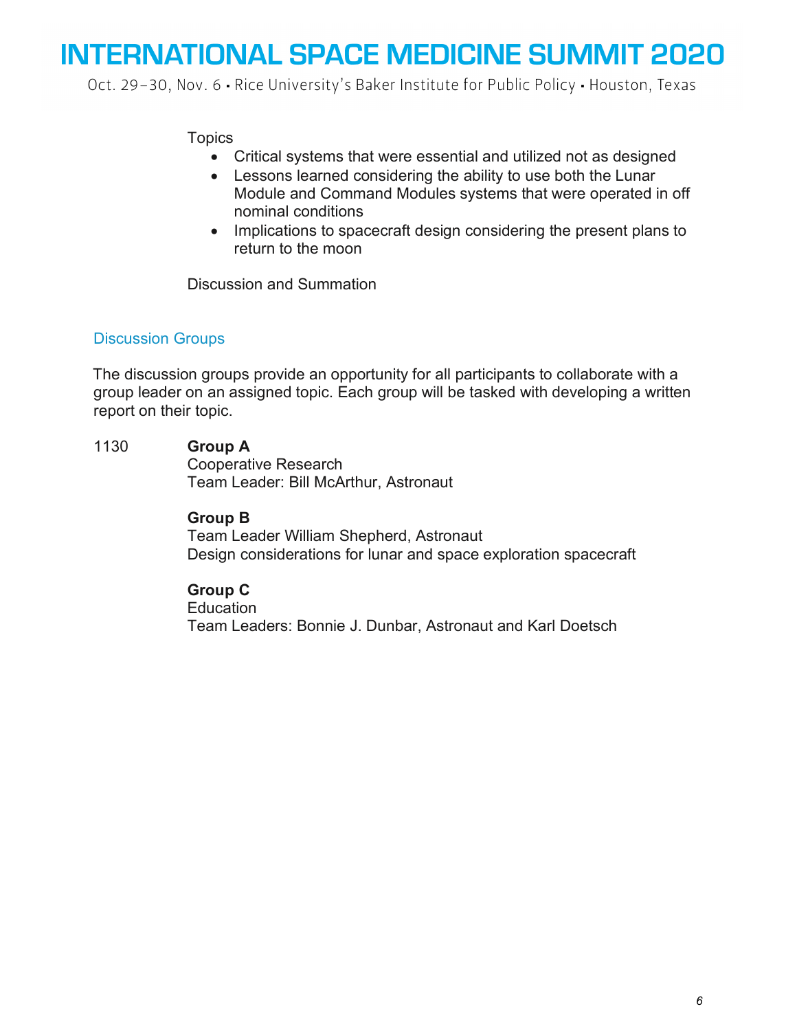Topics

- Critical systems that were essential and utilized not as designed
- Lessons learned considering the ability to use both the Lunar Module and Command Modules systems that were operated in off nominal conditions
- Implications to spacecraft design considering the present plans to return to the moon

Discussion and Summation

## Discussion Groups

The discussion groups provide an opportunity for all participants to collaborate with a group leader on an assigned topic. Each group will be tasked with developing a written report on their topic.

1130 **Group A**
Cooperative Research
Team Leader: Bill McArthur, Astronaut

**Group B**
Team Leader William Shepherd, Astronaut
Design considerations for lunar and space exploration spacecraft

**Group C**
Education
Team Leaders: Bonnie J. Dunbar, Astronaut and Karl Doetsch